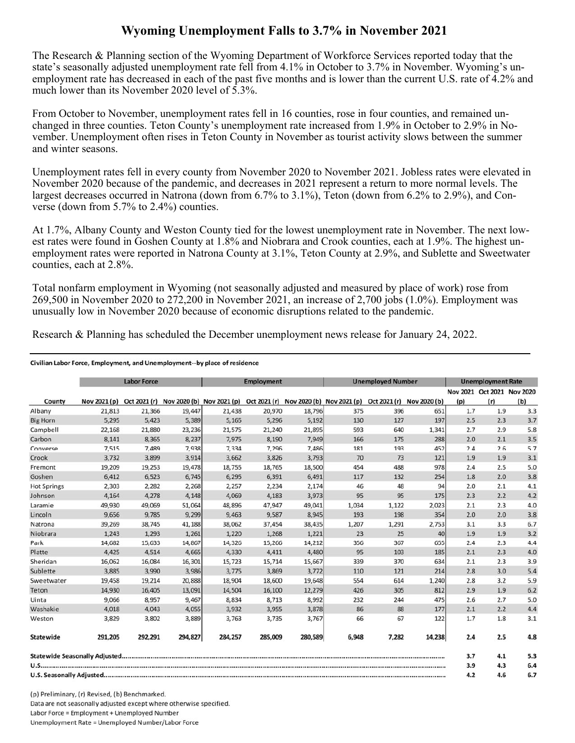# Wyoming Unemployment Falls to 3.7% in November 2021

The Research & Planning section of the Wyoming Department of Workforce Services reported today that the state's seasonally adjusted unemployment rate fell from 4.1% in October to 3.7% in November. Wyoming's unemployment rate has decreased in each of the past five months and is lower than the current U.S. rate of 4.2% and much lower than its November 2020 level of 5.3%.

From October to November, unemployment rates fell in 16 counties, rose in four counties, and remained unchanged in three counties. Teton County's unemployment rate increased from 1.9% in October to 2.9% in November. Unemployment often rises in Teton County in November as tourist activity slows between the summer and winter seasons.

Unemployment rates fell in every county from November 2020 to November 2021. Jobless rates were elevated in November 2020 because of the pandemic, and decreases in 2021 represent a return to more normal levels. The largest decreases occurred in Natrona (down from 6.7% to 3.1%), Teton (down from 6.2% to 2.9%), and Converse (down from 5.7% to 2.4%) counties.

At 1.7%, Albany County and Weston County tied for the lowest unemployment rate in November. The next lowest rates were found in Goshen County at 1.8% and Niobrara and Crook counties, each at 1.9%. The highest unemployment rates were reported in Natrona County at 3.1%, Teton County at 2.9%, and Sublette and Sweetwater counties, each at 2.8%.

Total nonfarm employment in Wyoming (not seasonally adjusted and measured by place of work) rose from 269,500 in November 2020 to 272,200 in November 2021, an increase of 2,700 jobs (1.0%). Employment was unusually low in November 2020 because of economic disruptions related to the pandemic.

Research & Planning has scheduled the December unemployment news release for January 24, 2022.

**Civilian Labor Force, Employment, and Unemployment--by place of residence**

| County | Labor Force | | | Employment | | | Unemployed Number | | | Unemployment Rate | | |
|---|---|---|---|---|---|---|---|---|---|---|---|---|
| | Nov 2021 (p) | Oct 2021 (r) | Nov 2020 (b) | Nov 2021 (p) | Oct 2021 (r) | Nov 2020 (b) | Nov 2021 (p) | Oct 2021 (r) | Nov 2020 (b) | Nov 2021 (p) | Oct 2021 (r) | Nov 2020 (b) |
| Albany | 21,813 | 21,366 | 19,447 | 21,438 | 20,970 | 18,796 | 375 | 396 | 651 | 1.7 | 1.9 | 3.3 |
| Big Horn | 5,295 | 5,423 | 5,389 | 5,165 | 5,296 | 5,192 | 130 | 127 | 197 | 2.5 | 2.3 | 3.7 |
| Campbell | 22,168 | 21,880 | 23,236 | 21,575 | 21,240 | 21,895 | 593 | 640 | 1,341 | 2.7 | 2.9 | 5.8 |
| Carbon | 8,141 | 8,365 | 8,237 | 7,975 | 8,190 | 7,949 | 166 | 175 | 288 | 2.0 | 2.1 | 3.5 |
| Converse | 7,515 | 7,489 | 7,938 | 7,334 | 7,296 | 7,486 | 181 | 193 | 452 | 2.4 | 2.6 | 5.7 |
| Crook | 3,732 | 3,899 | 3,914 | 3,662 | 3,826 | 3,793 | 70 | 73 | 121 | 1.9 | 1.9 | 3.1 |
| Fremont | 19,209 | 19,253 | 19,478 | 18,755 | 18,765 | 18,500 | 454 | 488 | 978 | 2.4 | 2.5 | 5.0 |
| Goshen | 6,412 | 6,523 | 6,745 | 6,295 | 6,391 | 6,491 | 117 | 132 | 254 | 1.8 | 2.0 | 3.8 |
| Hot Springs | 2,303 | 2,282 | 2,268 | 2,257 | 2,234 | 2,174 | 46 | 48 | 94 | 2.0 | 2.1 | 4.1 |
| Johnson | 4,164 | 4,278 | 4,148 | 4,069 | 4,183 | 3,973 | 95 | 95 | 175 | 2.3 | 2.2 | 4.2 |
| Laramie | 49,930 | 49,069 | 51,064 | 48,896 | 47,947 | 49,041 | 1,034 | 1,122 | 2,023 | 2.1 | 2.3 | 4.0 |
| Lincoln | 9,656 | 9,785 | 9,299 | 9,463 | 9,587 | 8,945 | 193 | 198 | 354 | 2.0 | 2.0 | 3.8 |
| Natrona | 39,269 | 38,745 | 41,188 | 38,062 | 37,454 | 38,435 | 1,207 | 1,291 | 2,753 | 3.1 | 3.3 | 6.7 |
| Niobrara | 1,243 | 1,293 | 1,261 | 1,220 | 1,268 | 1,221 | 23 | 25 | 40 | 1.9 | 1.9 | 3.2 |
| Park | 14,682 | 15,633 | 14,867 | 14,326 | 15,266 | 14,212 | 356 | 367 | 655 | 2.4 | 2.3 | 4.4 |
| Platte | 4,425 | 4,514 | 4,665 | 4,330 | 4,411 | 4,480 | 95 | 103 | 185 | 2.1 | 2.3 | 4.0 |
| Sheridan | 16,062 | 16,084 | 16,301 | 15,723 | 15,714 | 15,667 | 339 | 370 | 634 | 2.1 | 2.3 | 3.9 |
| Sublette | 3,885 | 3,990 | 3,986 | 3,775 | 3,869 | 3,772 | 110 | 121 | 214 | 2.8 | 3.0 | 5.4 |
| Sweetwater | 19,458 | 19,214 | 20,888 | 18,904 | 18,600 | 19,648 | 554 | 614 | 1,240 | 2.8 | 3.2 | 5.9 |
| Teton | 14,930 | 16,405 | 13,091 | 14,504 | 16,100 | 12,279 | 426 | 305 | 812 | 2.9 | 1.9 | 6.2 |
| Uinta | 9,066 | 8,957 | 9,467 | 8,834 | 8,713 | 8,992 | 232 | 244 | 475 | 2.6 | 2.7 | 5.0 |
| Washakie | 4,018 | 4,043 | 4,055 | 3,932 | 3,955 | 3,878 | 86 | 88 | 177 | 2.1 | 2.2 | 4.4 |
| Weston | 3,829 | 3,802 | 3,889 | 3,763 | 3,735 | 3,767 | 66 | 67 | 122 | 1.7 | 1.8 | 3.1 |
| **Statewide** | **291,205** | **292,291** | **294,827** | **284,257** | **285,009** | **280,589** | **6,948** | **7,282** | **14,238** | **2.4** | **2.5** | **4.8** |
| **Statewide Seasonally Adjusted** | | | | | | | | | | **3.7** | **4.1** | **5.3** |
| **U.S.** | | | | | | | | | | **3.9** | **4.3** | **6.4** |
| **U.S. Seasonally Adjusted** | | | | | | | | | | **4.2** | **4.6** | **6.7** |

(p) Preliminary, (r) Revised, (b) Benchmarked.
Data are not seasonally adjusted except where otherwise specified.
Labor Force = Employment + Unemployed Number
Unemployment Rate = Unemployed Number/Labor Force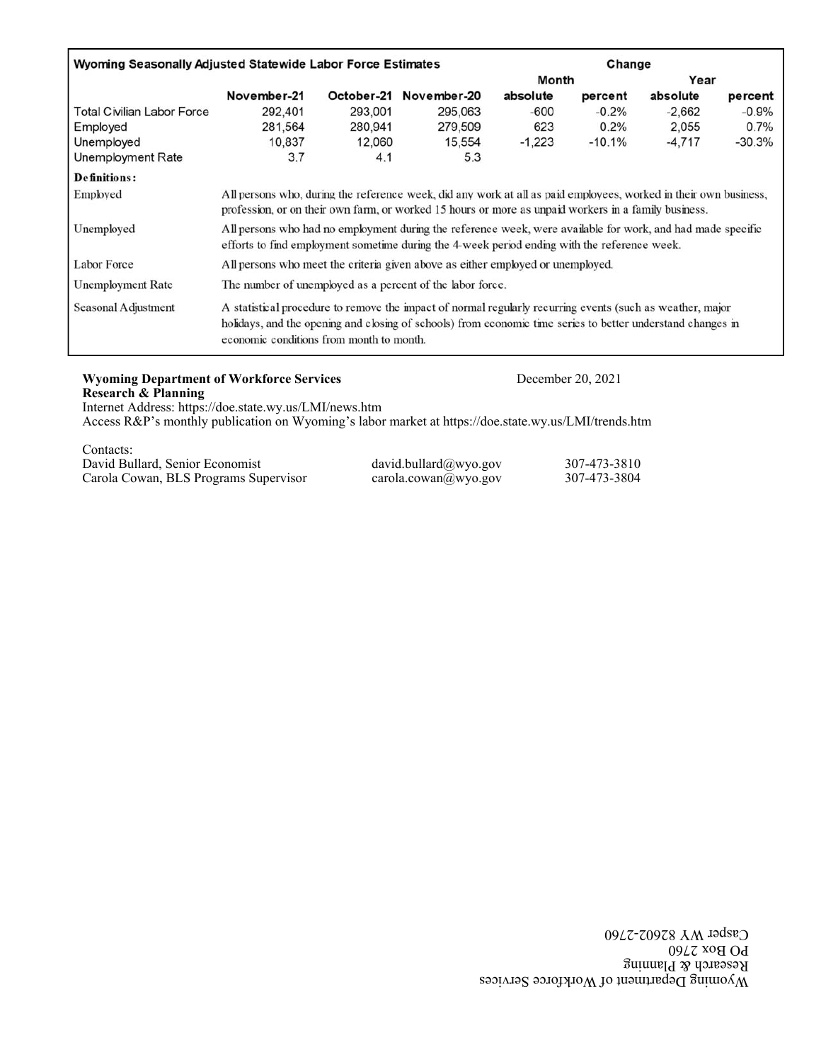| Wyoming Seasonally Adjusted Statewide Labor Force Estimates | | | | Change | | | |
|---|---|---|---|---|---|---|---|
| | | | | Month | | Year | |
| | November-21 | October-21 | November-20 | absolute | percent | absolute | percent |
| Total Civilian Labor Force | 292,401 | 293,001 | 295,063 | -600 | -0.2% | -2,662 | -0.9% |
| Employed | 281,564 | 280,941 | 279,509 | 623 | 0.2% | 2,055 | 0.7% |
| Unemployed | 10,837 | 12,060 | 15,554 | -1,223 | -10.1% | -4,717 | -30.3% |
| Unemployment Rate | 3.7 | 4.1 | 5.3 | | | | |

**Definitions:**

| | |
|---|---|
| Employed | All persons who, during the reference week, did any work at all as paid employees, worked in their own business, profession, or on their own farm, or worked 15 hours or more as unpaid workers in a family business. |
| Unemployed | All persons who had no employment during the reference week, were available for work, and had made specific efforts to find employment sometime during the 4-week period ending with the reference week. |
| Labor Force | All persons who meet the criteria given above as either employed or unemployed. |
| Unemployment Rate | The number of unemployed as a percent of the labor force. |
| Seasonal Adjustment | A statistical procedure to remove the impact of normal regularly recurring events (such as weather, major holidays, and the opening and closing of schools) from economic time series to better understand changes in economic conditions from month to month. |

**Wyoming Department of Workforce Services**
**Research & Planning**

December 20, 2021

Internet Address: https://doe.state.wy.us/LMI/news.htm
Access R&P's monthly publication on Wyoming's labor market at https://doe.state.wy.us/LMI/trends.htm

Contacts:

| | | |
|---|---|---|
| David Bullard, Senior Economist | david.bullard@wyo.gov | 307-473-3810 |
| Carola Cowan, BLS Programs Supervisor | carola.cowan@wyo.gov | 307-473-3804 |

Wyoming Department of Workforce Services
Research & Planning
PO Box 2760
Casper WY 82602-2760